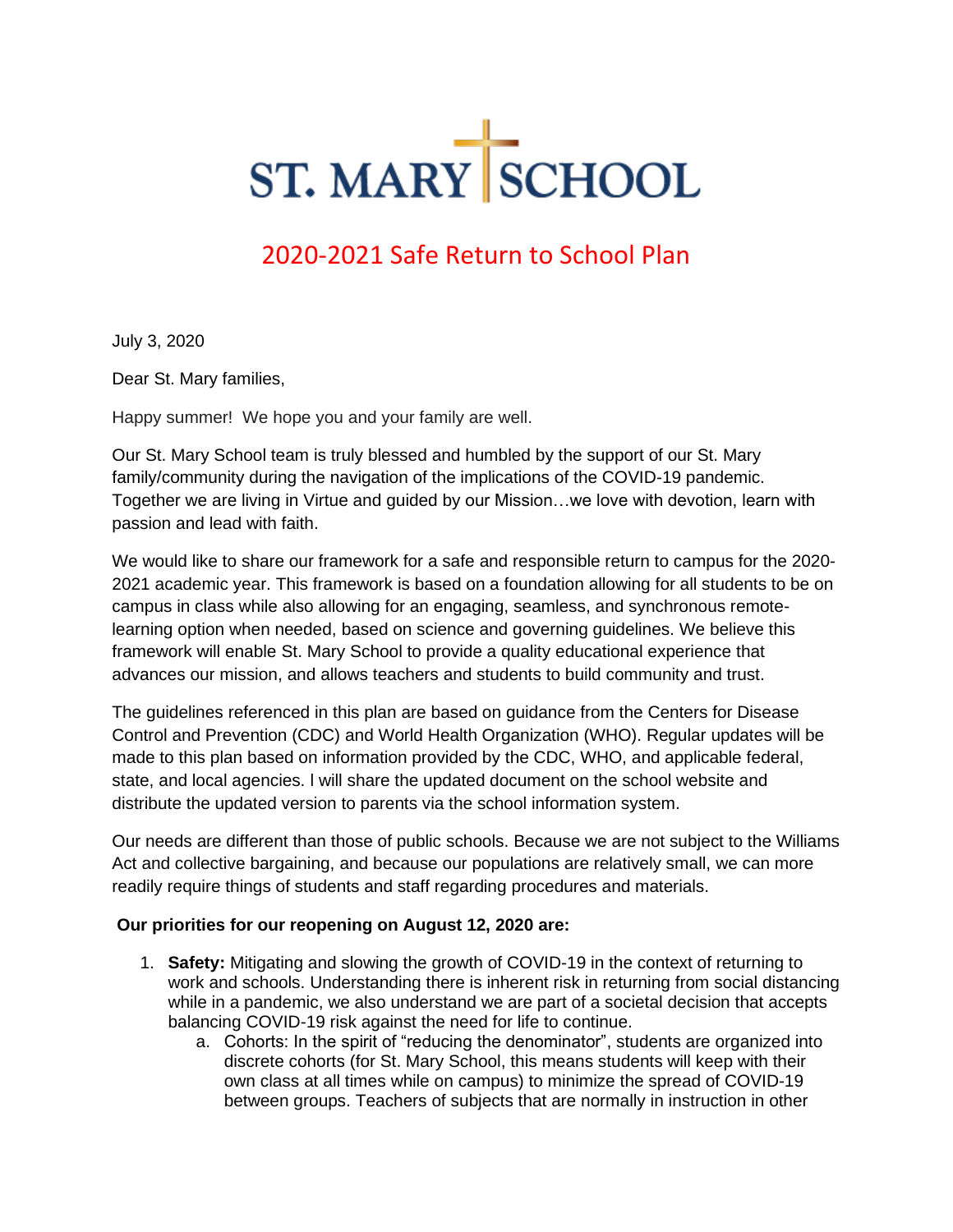# ST. MARY SCHOOL

## 2020-2021 Safe Return to School Plan

July 3, 2020

Dear St. Mary families,

Happy summer! We hope you and your family are well.

Our St. Mary School team is truly blessed and humbled by the support of our St. Mary family/community during the navigation of the implications of the COVID-19 pandemic. Together we are living in Virtue and guided by our Mission…we love with devotion, learn with passion and lead with faith.

We would like to share our framework for a safe and responsible return to campus for the 2020-2021 academic year. This framework is based on a foundation allowing for all students to be on campus in class while also allowing for an engaging, seamless, and synchronous remote-learning option when needed, based on science and governing guidelines. We believe this framework will enable St. Mary School to provide a quality educational experience that advances our mission, and allows teachers and students to build community and trust.

The guidelines referenced in this plan are based on guidance from the Centers for Disease Control and Prevention (CDC) and World Health Organization (WHO). Regular updates will be made to this plan based on information provided by the CDC, WHO, and applicable federal, state, and local agencies. I will share the updated document on the school website and distribute the updated version to parents via the school information system.

Our needs are different than those of public schools. Because we are not subject to the Williams Act and collective bargaining, and because our populations are relatively small, we can more readily require things of students and staff regarding procedures and materials.

**Our priorities for our reopening on August 12, 2020 are:**

1. **Safety:** Mitigating and slowing the growth of COVID-19 in the context of returning to work and schools. Understanding there is inherent risk in returning from social distancing while in a pandemic, we also understand we are part of a societal decision that accepts balancing COVID-19 risk against the need for life to continue.
   a. Cohorts: In the spirit of "reducing the denominator", students are organized into discrete cohorts (for St. Mary School, this means students will keep with their own class at all times while on campus) to minimize the spread of COVID-19 between groups. Teachers of subjects that are normally in instruction in other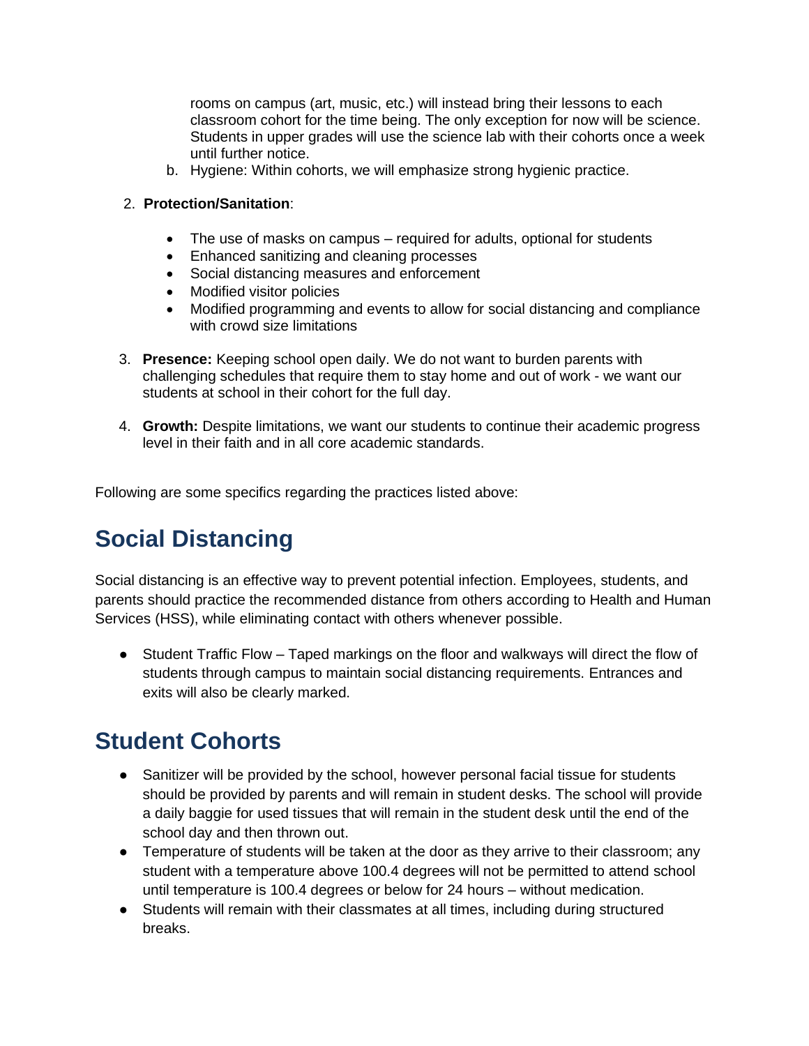rooms on campus (art, music, etc.) will instead bring their lessons to each classroom cohort for the time being. The only exception for now will be science. Students in upper grades will use the science lab with their cohorts once a week until further notice.

   b. Hygiene: Within cohorts, we will emphasize strong hygienic practice.

2. **Protection/Sanitation**:

   - The use of masks on campus – required for adults, optional for students
   - Enhanced sanitizing and cleaning processes
   - Social distancing measures and enforcement
   - Modified visitor policies
   - Modified programming and events to allow for social distancing and compliance with crowd size limitations

3. **Presence:** Keeping school open daily. We do not want to burden parents with challenging schedules that require them to stay home and out of work - we want our students at school in their cohort for the full day.

4. **Growth:** Despite limitations, we want our students to continue their academic progress level in their faith and in all core academic standards.

Following are some specifics regarding the practices listed above:

## Social Distancing

Social distancing is an effective way to prevent potential infection. Employees, students, and parents should practice the recommended distance from others according to Health and Human Services (HSS), while eliminating contact with others whenever possible.

- Student Traffic Flow – Taped markings on the floor and walkways will direct the flow of students through campus to maintain social distancing requirements. Entrances and exits will also be clearly marked.

## Student Cohorts

- Sanitizer will be provided by the school, however personal facial tissue for students should be provided by parents and will remain in student desks. The school will provide a daily baggie for used tissues that will remain in the student desk until the end of the school day and then thrown out.
- Temperature of students will be taken at the door as they arrive to their classroom; any student with a temperature above 100.4 degrees will not be permitted to attend school until temperature is 100.4 degrees or below for 24 hours – without medication.
- Students will remain with their classmates at all times, including during structured breaks.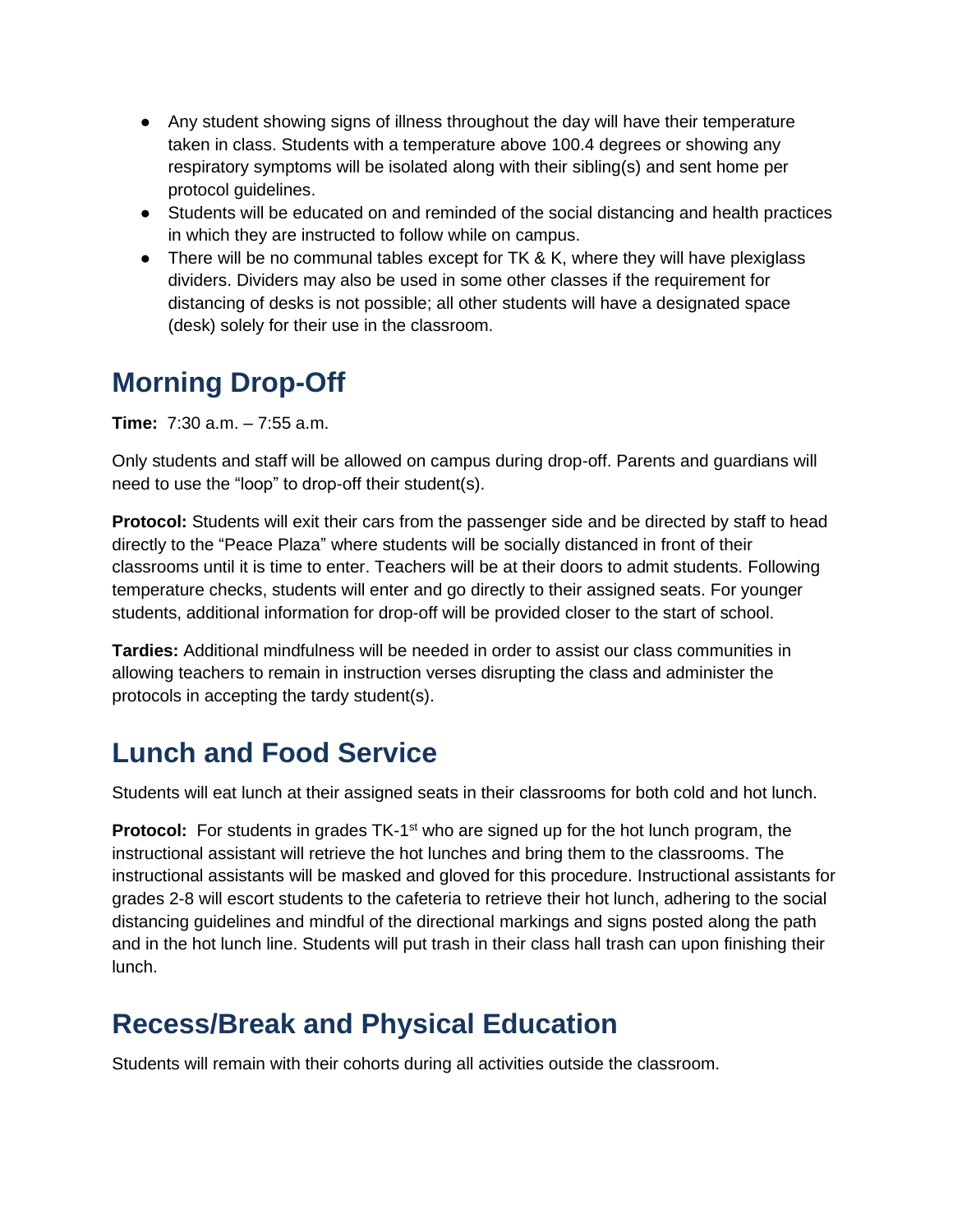- Any student showing signs of illness throughout the day will have their temperature taken in class. Students with a temperature above 100.4 degrees or showing any respiratory symptoms will be isolated along with their sibling(s) and sent home per protocol guidelines.
- Students will be educated on and reminded of the social distancing and health practices in which they are instructed to follow while on campus.
- There will be no communal tables except for TK & K, where they will have plexiglass dividers. Dividers may also be used in some other classes if the requirement for distancing of desks is not possible; all other students will have a designated space (desk) solely for their use in the classroom.

## Morning Drop-Off

**Time:** 7:30 a.m. – 7:55 a.m.

Only students and staff will be allowed on campus during drop-off. Parents and guardians will need to use the "loop" to drop-off their student(s).

**Protocol:** Students will exit their cars from the passenger side and be directed by staff to head directly to the "Peace Plaza" where students will be socially distanced in front of their classrooms until it is time to enter. Teachers will be at their doors to admit students. Following temperature checks, students will enter and go directly to their assigned seats. For younger students, additional information for drop-off will be provided closer to the start of school.

**Tardies:** Additional mindfulness will be needed in order to assist our class communities in allowing teachers to remain in instruction verses disrupting the class and administer the protocols in accepting the tardy student(s).

## Lunch and Food Service

Students will eat lunch at their assigned seats in their classrooms for both cold and hot lunch.

**Protocol:** For students in grades TK-1st who are signed up for the hot lunch program, the instructional assistant will retrieve the hot lunches and bring them to the classrooms. The instructional assistants will be masked and gloved for this procedure. Instructional assistants for grades 2-8 will escort students to the cafeteria to retrieve their hot lunch, adhering to the social distancing guidelines and mindful of the directional markings and signs posted along the path and in the hot lunch line. Students will put trash in their class hall trash can upon finishing their lunch.

## Recess/Break and Physical Education

Students will remain with their cohorts during all activities outside the classroom.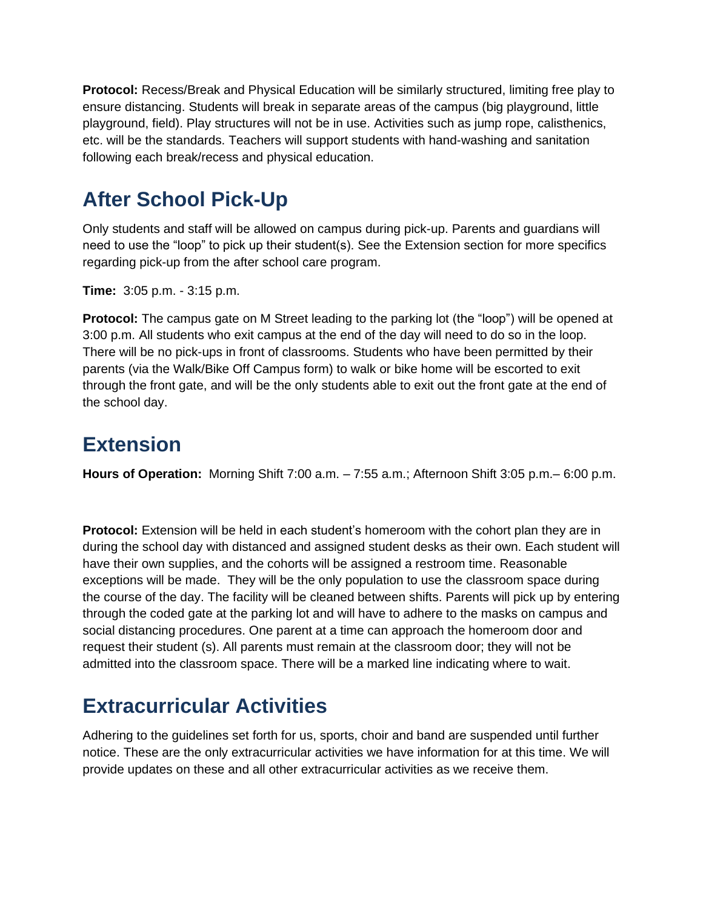**Protocol:** Recess/Break and Physical Education will be similarly structured, limiting free play to ensure distancing. Students will break in separate areas of the campus (big playground, little playground, field). Play structures will not be in use. Activities such as jump rope, calisthenics, etc. will be the standards. Teachers will support students with hand-washing and sanitation following each break/recess and physical education.

## After School Pick-Up

Only students and staff will be allowed on campus during pick-up. Parents and guardians will need to use the "loop" to pick up their student(s). See the Extension section for more specifics regarding pick-up from the after school care program.

**Time:** 3:05 p.m. - 3:15 p.m.

**Protocol:** The campus gate on M Street leading to the parking lot (the "loop") will be opened at 3:00 p.m. All students who exit campus at the end of the day will need to do so in the loop. There will be no pick-ups in front of classrooms. Students who have been permitted by their parents (via the Walk/Bike Off Campus form) to walk or bike home will be escorted to exit through the front gate, and will be the only students able to exit out the front gate at the end of the school day.

## Extension

**Hours of Operation:** Morning Shift 7:00 a.m. – 7:55 a.m.; Afternoon Shift 3:05 p.m.– 6:00 p.m.

**Protocol:** Extension will be held in each student's homeroom with the cohort plan they are in during the school day with distanced and assigned student desks as their own. Each student will have their own supplies, and the cohorts will be assigned a restroom time. Reasonable exceptions will be made. They will be the only population to use the classroom space during the course of the day. The facility will be cleaned between shifts. Parents will pick up by entering through the coded gate at the parking lot and will have to adhere to the masks on campus and social distancing procedures. One parent at a time can approach the homeroom door and request their student (s). All parents must remain at the classroom door; they will not be admitted into the classroom space. There will be a marked line indicating where to wait.

## Extracurricular Activities

Adhering to the guidelines set forth for us, sports, choir and band are suspended until further notice. These are the only extracurricular activities we have information for at this time. We will provide updates on these and all other extracurricular activities as we receive them.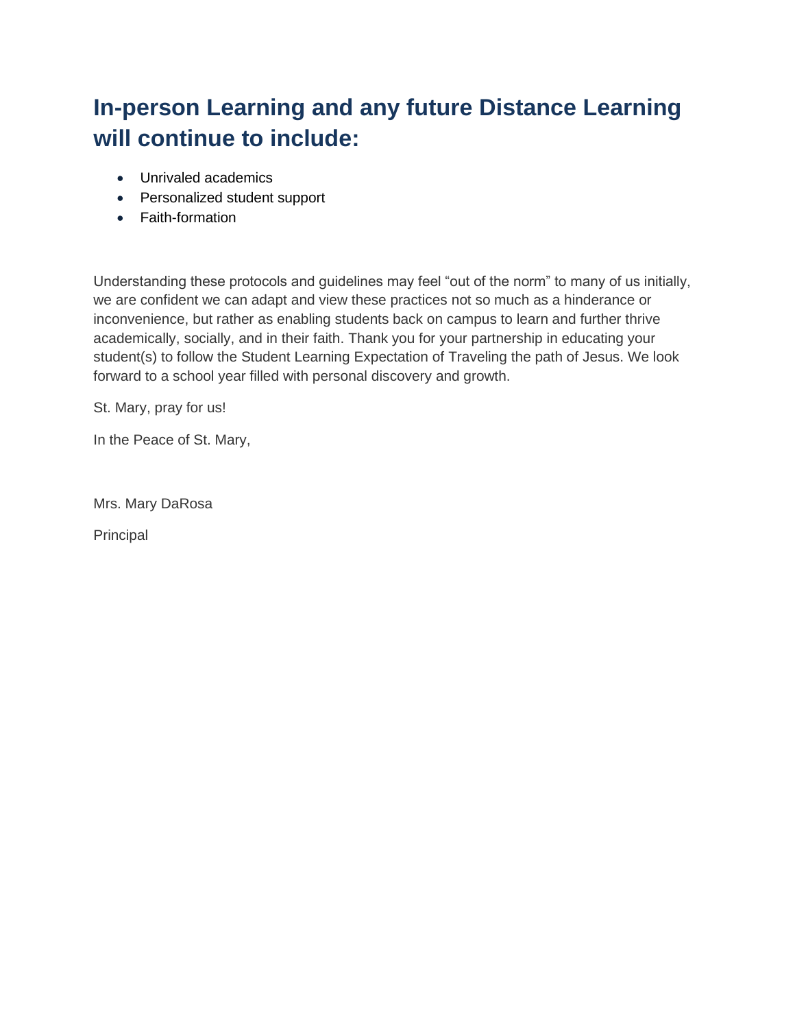## In-person Learning and any future Distance Learning will continue to include:

- Unrivaled academics
- Personalized student support
- Faith-formation

Understanding these protocols and guidelines may feel "out of the norm" to many of us initially, we are confident we can adapt and view these practices not so much as a hinderance or inconvenience, but rather as enabling students back on campus to learn and further thrive academically, socially, and in their faith. Thank you for your partnership in educating your student(s) to follow the Student Learning Expectation of Traveling the path of Jesus. We look forward to a school year filled with personal discovery and growth.

St. Mary, pray for us!

In the Peace of St. Mary,

Mrs. Mary DaRosa

Principal